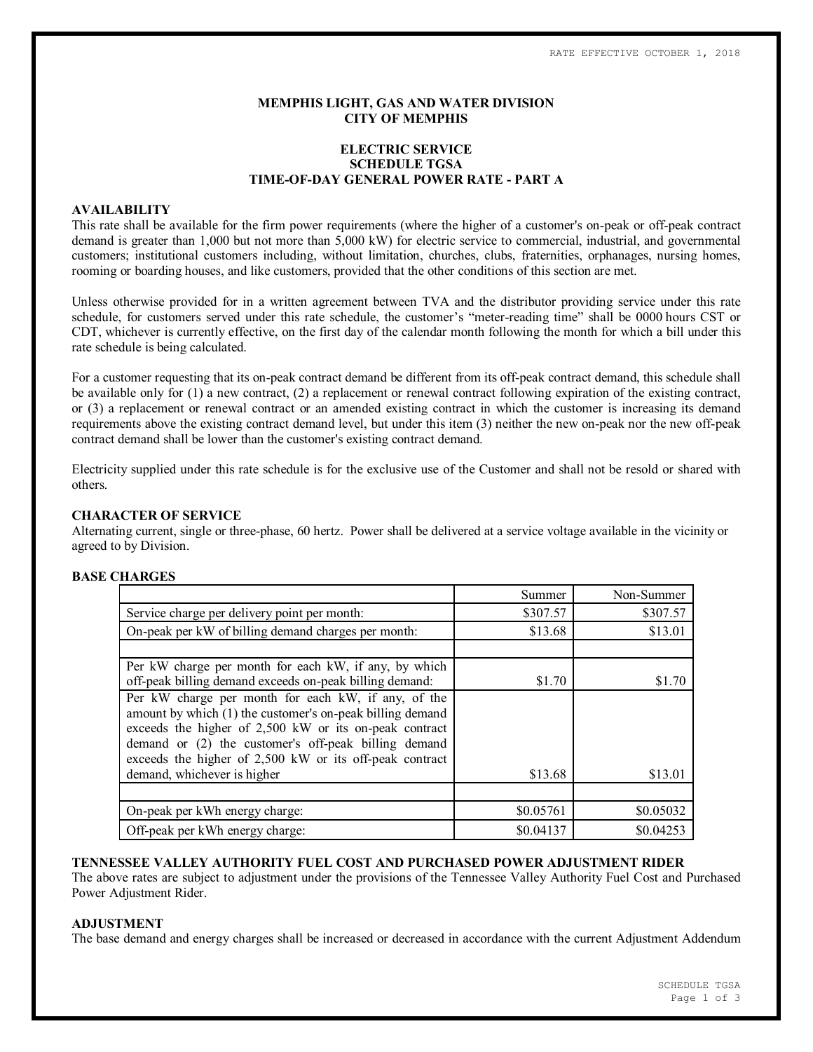RATE EFFECTIVE OCTOBER 1, 2018

**MEMPHIS LIGHT, GAS AND WATER DIVISION**
**CITY OF MEMPHIS**

**ELECTRIC SERVICE**
**SCHEDULE TGSA**
**TIME-OF-DAY GENERAL POWER RATE - PART A**

## AVAILABILITY

This rate shall be available for the firm power requirements (where the higher of a customer's on-peak or off-peak contract demand is greater than 1,000 but not more than 5,000 kW) for electric service to commercial, industrial, and governmental customers; institutional customers including, without limitation, churches, clubs, fraternities, orphanages, nursing homes, rooming or boarding houses, and like customers, provided that the other conditions of this section are met.

Unless otherwise provided for in a written agreement between TVA and the distributor providing service under this rate schedule, for customers served under this rate schedule, the customer's "meter-reading time" shall be 0000 hours CST or CDT, whichever is currently effective, on the first day of the calendar month following the month for which a bill under this rate schedule is being calculated.

For a customer requesting that its on-peak contract demand be different from its off-peak contract demand, this schedule shall be available only for (1) a new contract, (2) a replacement or renewal contract following expiration of the existing contract, or (3) a replacement or renewal contract or an amended existing contract in which the customer is increasing its demand requirements above the existing contract demand level, but under this item (3) neither the new on-peak nor the new off-peak contract demand shall be lower than the customer's existing contract demand.

Electricity supplied under this rate schedule is for the exclusive use of the Customer and shall not be resold or shared with others.

## CHARACTER OF SERVICE

Alternating current, single or three-phase, 60 hertz. Power shall be delivered at a service voltage available in the vicinity or agreed to by Division.

## BASE CHARGES

| | Summer | Non-Summer |
|---|---|---|
| Service charge per delivery point per month: | $307.57 | $307.57 |
| On-peak per kW of billing demand charges per month: | $13.68 | $13.01 |
| | | |
| Per kW charge per month for each kW, if any, by which off-peak billing demand exceeds on-peak billing demand: | $1.70 | $1.70 |
| Per kW charge per month for each kW, if any, of the amount by which (1) the customer's on-peak billing demand exceeds the higher of 2,500 kW or its on-peak contract demand or (2) the customer's off-peak billing demand exceeds the higher of 2,500 kW or its off-peak contract demand, whichever is higher | $13.68 | $13.01 |
| | | |
| On-peak per kWh energy charge: | $0.05761 | $0.05032 |
| Off-peak per kWh energy charge: | $0.04137 | $0.04253 |

## TENNESSEE VALLEY AUTHORITY FUEL COST AND PURCHASED POWER ADJUSTMENT RIDER

The above rates are subject to adjustment under the provisions of the Tennessee Valley Authority Fuel Cost and Purchased Power Adjustment Rider.

## ADJUSTMENT

The base demand and energy charges shall be increased or decreased in accordance with the current Adjustment Addendum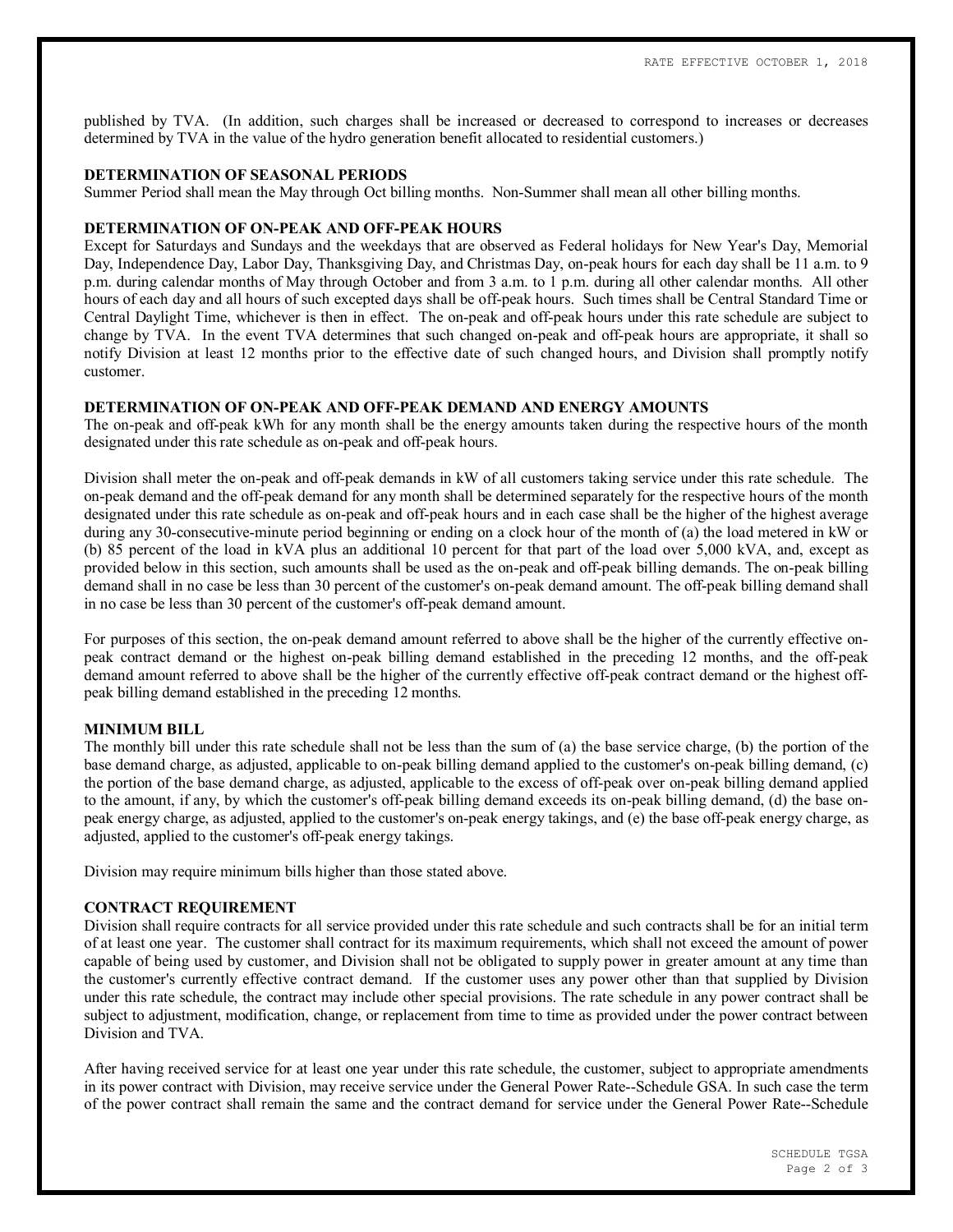published by TVA. (In addition, such charges shall be increased or decreased to correspond to increases or decreases determined by TVA in the value of the hydro generation benefit allocated to residential customers.)

**DETERMINATION OF SEASONAL PERIODS**

Summer Period shall mean the May through Oct billing months. Non-Summer shall mean all other billing months.

**DETERMINATION OF ON-PEAK AND OFF-PEAK HOURS**

Except for Saturdays and Sundays and the weekdays that are observed as Federal holidays for New Year's Day, Memorial Day, Independence Day, Labor Day, Thanksgiving Day, and Christmas Day, on-peak hours for each day shall be 11 a.m. to 9 p.m. during calendar months of May through October and from 3 a.m. to 1 p.m. during all other calendar months. All other hours of each day and all hours of such excepted days shall be off-peak hours. Such times shall be Central Standard Time or Central Daylight Time, whichever is then in effect. The on-peak and off-peak hours under this rate schedule are subject to change by TVA. In the event TVA determines that such changed on-peak and off-peak hours are appropriate, it shall so notify Division at least 12 months prior to the effective date of such changed hours, and Division shall promptly notify customer.

**DETERMINATION OF ON-PEAK AND OFF-PEAK DEMAND AND ENERGY AMOUNTS**

The on-peak and off-peak kWh for any month shall be the energy amounts taken during the respective hours of the month designated under this rate schedule as on-peak and off-peak hours.

Division shall meter the on-peak and off-peak demands in kW of all customers taking service under this rate schedule. The on-peak demand and the off-peak demand for any month shall be determined separately for the respective hours of the month designated under this rate schedule as on-peak and off-peak hours and in each case shall be the higher of the highest average during any 30-consecutive-minute period beginning or ending on a clock hour of the month of (a) the load metered in kW or (b) 85 percent of the load in kVA plus an additional 10 percent for that part of the load over 5,000 kVA, and, except as provided below in this section, such amounts shall be used as the on-peak and off-peak billing demands. The on-peak billing demand shall in no case be less than 30 percent of the customer's on-peak demand amount. The off-peak billing demand shall in no case be less than 30 percent of the customer's off-peak demand amount.

For purposes of this section, the on-peak demand amount referred to above shall be the higher of the currently effective on-peak contract demand or the highest on-peak billing demand established in the preceding 12 months, and the off-peak demand amount referred to above shall be the higher of the currently effective off-peak contract demand or the highest off-peak billing demand established in the preceding 12 months.

**MINIMUM BILL**

The monthly bill under this rate schedule shall not be less than the sum of (a) the base service charge, (b) the portion of the base demand charge, as adjusted, applicable to on-peak billing demand applied to the customer's on-peak billing demand, (c) the portion of the base demand charge, as adjusted, applicable to the excess of off-peak over on-peak billing demand applied to the amount, if any, by which the customer's off-peak billing demand exceeds its on-peak billing demand, (d) the base on-peak energy charge, as adjusted, applied to the customer's on-peak energy takings, and (e) the base off-peak energy charge, as adjusted, applied to the customer's off-peak energy takings.

Division may require minimum bills higher than those stated above.

**CONTRACT REQUIREMENT**

Division shall require contracts for all service provided under this rate schedule and such contracts shall be for an initial term of at least one year. The customer shall contract for its maximum requirements, which shall not exceed the amount of power capable of being used by customer, and Division shall not be obligated to supply power in greater amount at any time than the customer's currently effective contract demand. If the customer uses any power other than that supplied by Division under this rate schedule, the contract may include other special provisions. The rate schedule in any power contract shall be subject to adjustment, modification, change, or replacement from time to time as provided under the power contract between Division and TVA.

After having received service for at least one year under this rate schedule, the customer, subject to appropriate amendments in its power contract with Division, may receive service under the General Power Rate--Schedule GSA. In such case the term of the power contract shall remain the same and the contract demand for service under the General Power Rate--Schedule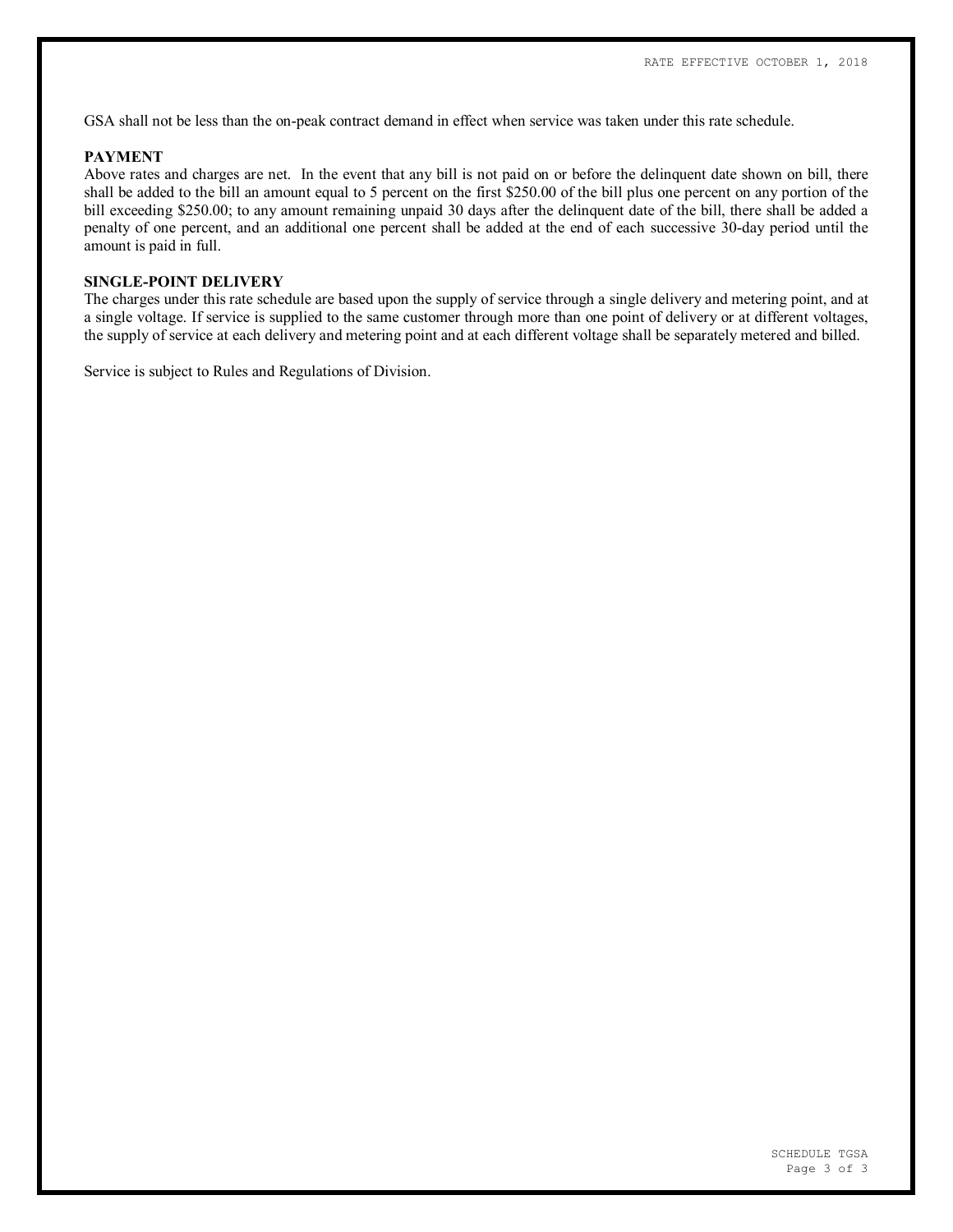GSA shall not be less than the on-peak contract demand in effect when service was taken under this rate schedule.

**PAYMENT**

Above rates and charges are net. In the event that any bill is not paid on or before the delinquent date shown on bill, there shall be added to the bill an amount equal to 5 percent on the first $250.00 of the bill plus one percent on any portion of the bill exceeding $250.00; to any amount remaining unpaid 30 days after the delinquent date of the bill, there shall be added a penalty of one percent, and an additional one percent shall be added at the end of each successive 30-day period until the amount is paid in full.

**SINGLE-POINT DELIVERY**

The charges under this rate schedule are based upon the supply of service through a single delivery and metering point, and at a single voltage. If service is supplied to the same customer through more than one point of delivery or at different voltages, the supply of service at each delivery and metering point and at each different voltage shall be separately metered and billed.

Service is subject to Rules and Regulations of Division.